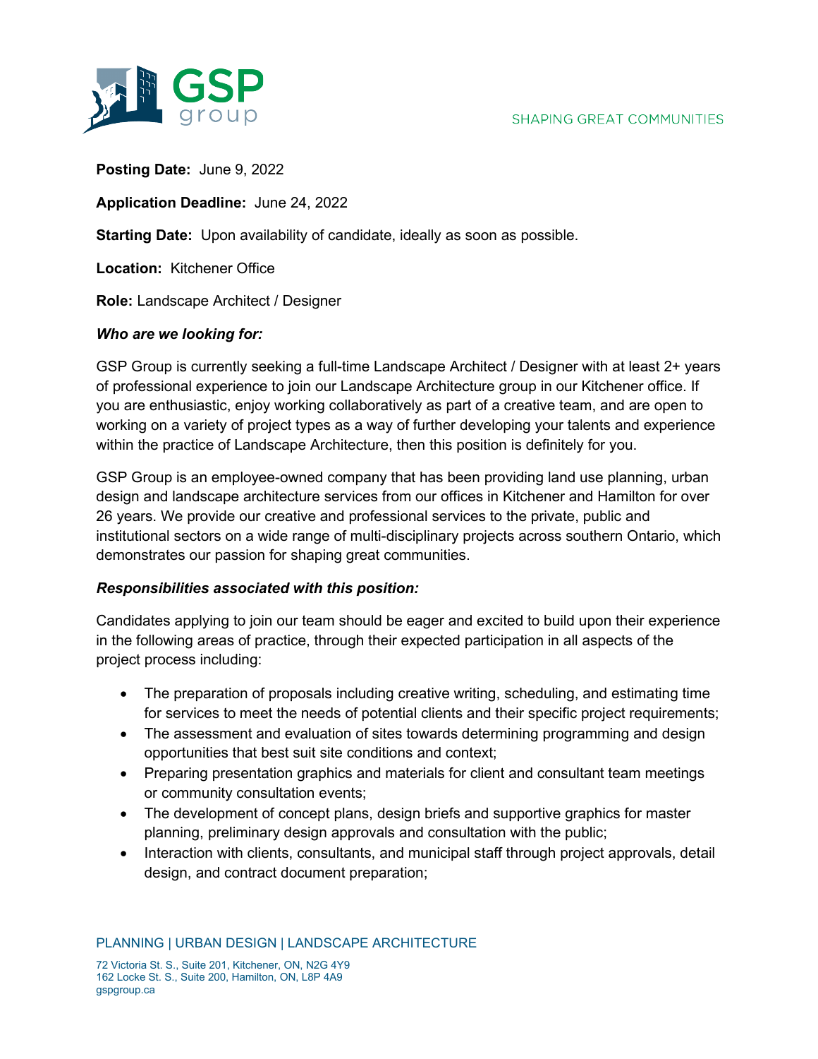**Posting Date:** June 9, 2022

**Application Deadline:** June 24, 2022

**Starting Date:** Upon availability of candidate, ideally as soon as possible.

**Location:** Kitchener Office

**Role:** Landscape Architect / Designer

***Who are we looking for:***

GSP Group is currently seeking a full-time Landscape Architect / Designer with at least 2+ years of professional experience to join our Landscape Architecture group in our Kitchener office. If you are enthusiastic, enjoy working collaboratively as part of a creative team, and are open to working on a variety of project types as a way of further developing your talents and experience within the practice of Landscape Architecture, then this position is definitely for you.

GSP Group is an employee-owned company that has been providing land use planning, urban design and landscape architecture services from our offices in Kitchener and Hamilton for over 26 years. We provide our creative and professional services to the private, public and institutional sectors on a wide range of multi-disciplinary projects across southern Ontario, which demonstrates our passion for shaping great communities.

***Responsibilities associated with this position:***

Candidates applying to join our team should be eager and excited to build upon their experience in the following areas of practice, through their expected participation in all aspects of the project process including:

- The preparation of proposals including creative writing, scheduling, and estimating time for services to meet the needs of potential clients and their specific project requirements;
- The assessment and evaluation of sites towards determining programming and design opportunities that best suit site conditions and context;
- Preparing presentation graphics and materials for client and consultant team meetings or community consultation events;
- The development of concept plans, design briefs and supportive graphics for master planning, preliminary design approvals and consultation with the public;
- Interaction with clients, consultants, and municipal staff through project approvals, detail design, and contract document preparation;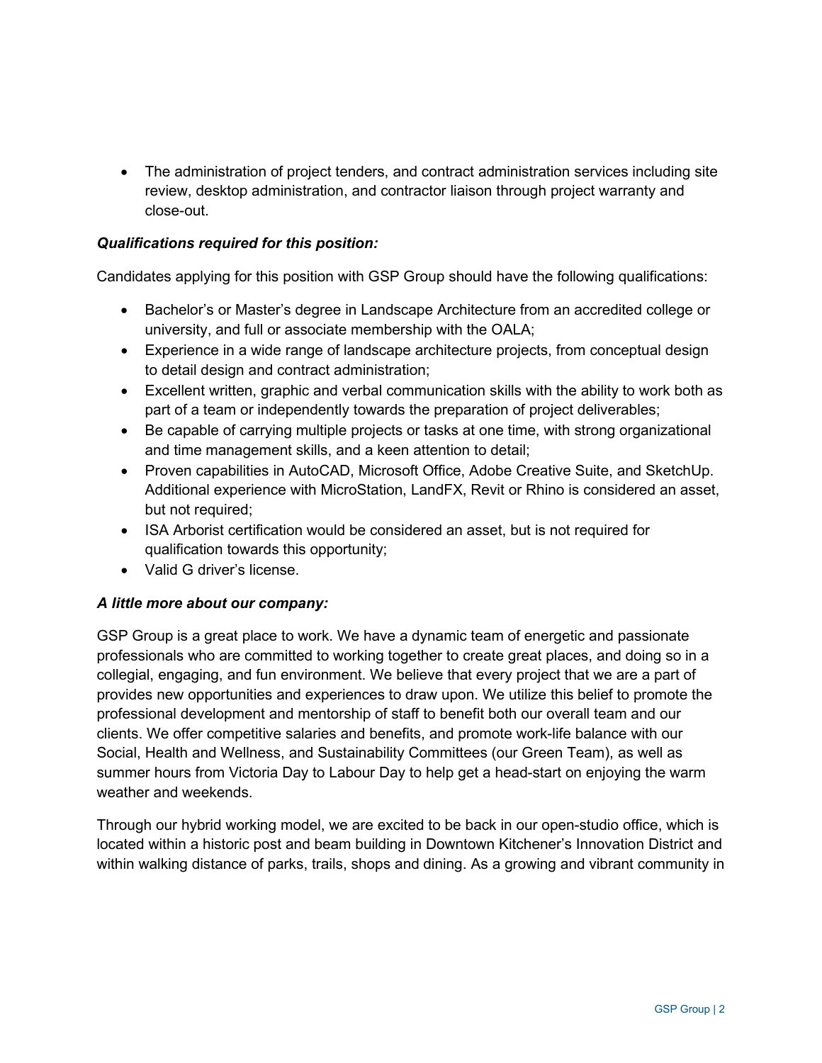- The administration of project tenders, and contract administration services including site review, desktop administration, and contractor liaison through project warranty and close-out.

***Qualifications required for this position:***

Candidates applying for this position with GSP Group should have the following qualifications:

- Bachelor's or Master's degree in Landscape Architecture from an accredited college or university, and full or associate membership with the OALA;
- Experience in a wide range of landscape architecture projects, from conceptual design to detail design and contract administration;
- Excellent written, graphic and verbal communication skills with the ability to work both as part of a team or independently towards the preparation of project deliverables;
- Be capable of carrying multiple projects or tasks at one time, with strong organizational and time management skills, and a keen attention to detail;
- Proven capabilities in AutoCAD, Microsoft Office, Adobe Creative Suite, and SketchUp. Additional experience with MicroStation, LandFX, Revit or Rhino is considered an asset, but not required;
- ISA Arborist certification would be considered an asset, but is not required for qualification towards this opportunity;
- Valid G driver's license.

***A little more about our company:***

GSP Group is a great place to work. We have a dynamic team of energetic and passionate professionals who are committed to working together to create great places, and doing so in a collegial, engaging, and fun environment. We believe that every project that we are a part of provides new opportunities and experiences to draw upon. We utilize this belief to promote the professional development and mentorship of staff to benefit both our overall team and our clients. We offer competitive salaries and benefits, and promote work-life balance with our Social, Health and Wellness, and Sustainability Committees (our Green Team), as well as summer hours from Victoria Day to Labour Day to help get a head-start on enjoying the warm weather and weekends.

Through our hybrid working model, we are excited to be back in our open-studio office, which is located within a historic post and beam building in Downtown Kitchener's Innovation District and within walking distance of parks, trails, shops and dining. As a growing and vibrant community in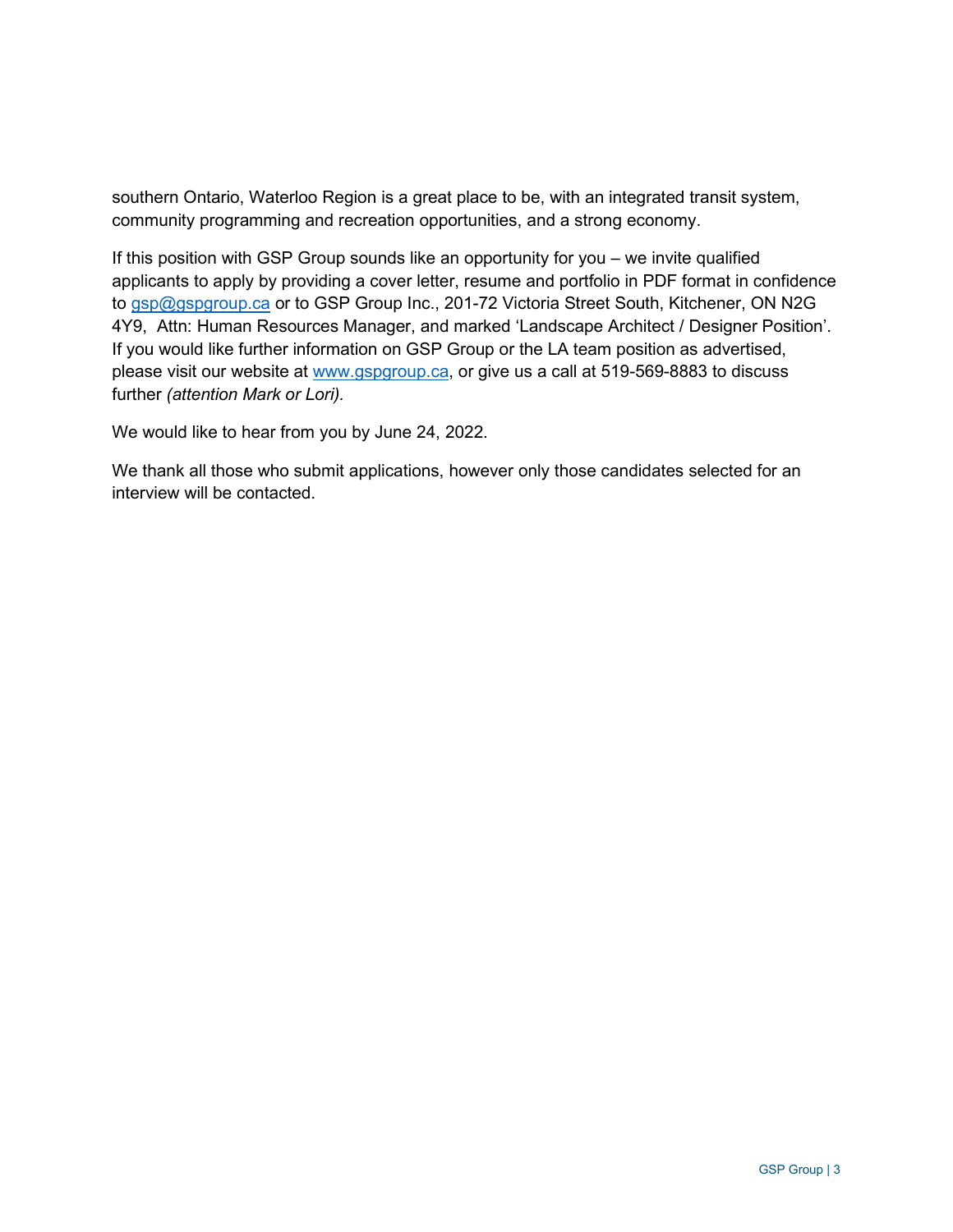southern Ontario, Waterloo Region is a great place to be, with an integrated transit system, community programming and recreation opportunities, and a strong economy.

If this position with GSP Group sounds like an opportunity for you – we invite qualified applicants to apply by providing a cover letter, resume and portfolio in PDF format in confidence to gsp@gspgroup.ca or to GSP Group Inc., 201-72 Victoria Street South, Kitchener, ON N2G 4Y9, Attn: Human Resources Manager, and marked 'Landscape Architect / Designer Position'. If you would like further information on GSP Group or the LA team position as advertised, please visit our website at www.gspgroup.ca, or give us a call at 519-569-8883 to discuss further *(attention Mark or Lori).*

We would like to hear from you by June 24, 2022.

We thank all those who submit applications, however only those candidates selected for an interview will be contacted.